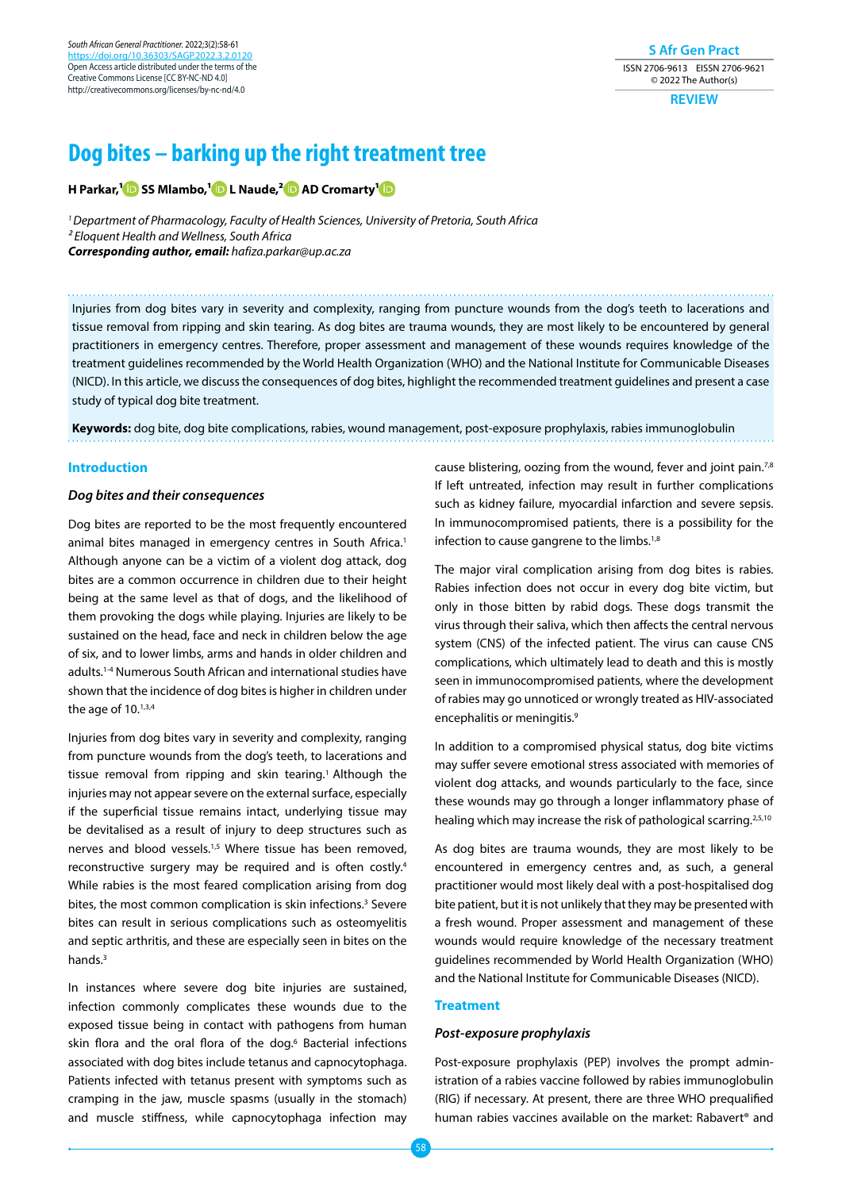# Dog bites – barking up the right treatment tree

**H Parkar,[1] SS Mlambo,[1] L Naude,[2] AD Cromarty[1]**

*[1] Department of Pharmacology, Faculty of Health Sciences, University of Pretoria, South Africa*
*[2] Eloquent Health and Wellness, South Africa*
***Corresponding author, email:** hafiza.parkar@up.ac.za*

Injuries from dog bites vary in severity and complexity, ranging from puncture wounds from the dog's teeth to lacerations and tissue removal from ripping and skin tearing. As dog bites are trauma wounds, they are most likely to be encountered by general practitioners in emergency centres. Therefore, proper assessment and management of these wounds requires knowledge of the treatment guidelines recommended by the World Health Organization (WHO) and the National Institute for Communicable Diseases (NICD). In this article, we discuss the consequences of dog bites, highlight the recommended treatment guidelines and present a case study of typical dog bite treatment.

**Keywords:** dog bite, dog bite complications, rabies, wound management, post-exposure prophylaxis, rabies immunoglobulin

## Introduction

### *Dog bites and their consequences*

Dog bites are reported to be the most frequently encountered animal bites managed in emergency centres in South Africa.[1] Although anyone can be a victim of a violent dog attack, dog bites are a common occurrence in children due to their height being at the same level as that of dogs, and the likelihood of them provoking the dogs while playing. Injuries are likely to be sustained on the head, face and neck in children below the age of six, and to lower limbs, arms and hands in older children and adults.[1-4] Numerous South African and international studies have shown that the incidence of dog bites is higher in children under the age of 10.[1,3,4]

Injuries from dog bites vary in severity and complexity, ranging from puncture wounds from the dog's teeth, to lacerations and tissue removal from ripping and skin tearing.[1] Although the injuries may not appear severe on the external surface, especially if the superficial tissue remains intact, underlying tissue may be devitalised as a result of injury to deep structures such as nerves and blood vessels.[1,5] Where tissue has been removed, reconstructive surgery may be required and is often costly.[4] While rabies is the most feared complication arising from dog bites, the most common complication is skin infections.[3] Severe bites can result in serious complications such as osteomyelitis and septic arthritis, and these are especially seen in bites on the hands.[3]

In instances where severe dog bite injuries are sustained, infection commonly complicates these wounds due to the exposed tissue being in contact with pathogens from human skin flora and the oral flora of the dog.[6] Bacterial infections associated with dog bites include tetanus and capnocytophaga. Patients infected with tetanus present with symptoms such as cramping in the jaw, muscle spasms (usually in the stomach) and muscle stiffness, while capnocytophaga infection may cause blistering, oozing from the wound, fever and joint pain.[7,8] If left untreated, infection may result in further complications such as kidney failure, myocardial infarction and severe sepsis. In immunocompromised patients, there is a possibility for the infection to cause gangrene to the limbs.[1,8]

The major viral complication arising from dog bites is rabies. Rabies infection does not occur in every dog bite victim, but only in those bitten by rabid dogs. These dogs transmit the virus through their saliva, which then affects the central nervous system (CNS) of the infected patient. The virus can cause CNS complications, which ultimately lead to death and this is mostly seen in immunocompromised patients, where the development of rabies may go unnoticed or wrongly treated as HIV-associated encephalitis or meningitis.[9]

In addition to a compromised physical status, dog bite victims may suffer severe emotional stress associated with memories of violent dog attacks, and wounds particularly to the face, since these wounds may go through a longer inflammatory phase of healing which may increase the risk of pathological scarring.[2,5,10]

As dog bites are trauma wounds, they are most likely to be encountered in emergency centres and, as such, a general practitioner would most likely deal with a post-hospitalised dog bite patient, but it is not unlikely that they may be presented with a fresh wound. Proper assessment and management of these wounds would require knowledge of the necessary treatment guidelines recommended by World Health Organization (WHO) and the National Institute for Communicable Diseases (NICD).

## Treatment

### *Post-exposure prophylaxis*

Post-exposure prophylaxis (PEP) involves the prompt administration of a rabies vaccine followed by rabies immunoglobulin (RIG) if necessary. At present, there are three WHO prequalified human rabies vaccines available on the market: Rabavert® and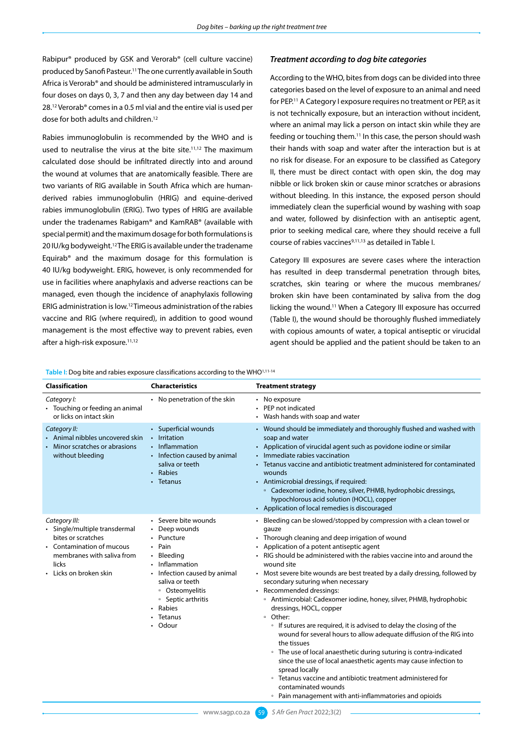Rabipur® produced by GSK and Verorab® (cell culture vaccine) produced by Sanofi Pasteur.[11] The one currently available in South Africa is Verorab® and should be administered intramuscularly in four doses on days 0, 3, 7 and then any day between day 14 and 28.[12] Verorab® comes in a 0.5 ml vial and the entire vial is used per dose for both adults and children.[12]

Rabies immunoglobulin is recommended by the WHO and is used to neutralise the virus at the bite site.[11,12] The maximum calculated dose should be infiltrated directly into and around the wound at volumes that are anatomically feasible. There are two variants of RIG available in South Africa which are human-derived rabies immunoglobulin (HRIG) and equine-derived rabies immunoglobulin (ERIG). Two types of HRIG are available under the tradenames Rabigam® and KamRAB® (available with special permit) and the maximum dosage for both formulations is 20 IU/kg bodyweight.[12] The ERIG is available under the tradename Equirab® and the maximum dosage for this formulation is 40 IU/kg bodyweight. ERIG, however, is only recommended for use in facilities where anaphylaxis and adverse reactions can be managed, even though the incidence of anaphylaxis following ERIG administration is low.[12] Timeous administration of the rabies vaccine and RIG (where required), in addition to good wound management is the most effective way to prevent rabies, even after a high-risk exposure.[11,12]

### *Treatment according to dog bite categories*

According to the WHO, bites from dogs can be divided into three categories based on the level of exposure to an animal and need for PEP.[11] A Category I exposure requires no treatment or PEP, as it is not technically exposure, but an interaction without incident, where an animal may lick a person on intact skin while they are feeding or touching them.[11] In this case, the person should wash their hands with soap and water after the interaction but is at no risk for disease. For an exposure to be classified as Category II, there must be direct contact with open skin, the dog may nibble or lick broken skin or cause minor scratches or abrasions without bleeding. In this instance, the exposed person should immediately clean the superficial wound by washing with soap and water, followed by disinfection with an antiseptic agent, prior to seeking medical care, where they should receive a full course of rabies vaccines[9,11,13] as detailed in Table I.

Category III exposures are severe cases where the interaction has resulted in deep transdermal penetration through bites, scratches, skin tearing or where the mucous membranes/ broken skin have been contaminated by saliva from the dog licking the wound.[11] When a Category III exposure has occurred (Table I), the wound should be thoroughly flushed immediately with copious amounts of water, a topical antiseptic or virucidal agent should be applied and the patient should be taken to an

**Table I:** Dog bite and rabies exposure classifications according to the WHO[1,11-14]

| Classification | Characteristics | Treatment strategy |
|---|---|---|
| *Category I:*<br>• Touching or feeding an animal or licks on intact skin | • No penetration of the skin | • No exposure<br>• PEP not indicated<br>• Wash hands with soap and water |
| *Category II:*<br>• Animal nibbles uncovered skin<br>• Minor scratches or abrasions without bleeding | • Superficial wounds<br>• Irritation<br>• Inflammation<br>• Infection caused by animal saliva or teeth<br>• Rabies<br>• Tetanus | • Wound should be immediately and thoroughly flushed and washed with soap and water<br>• Application of virucidal agent such as povidone iodine or similar<br>• Immediate rabies vaccination<br>• Tetanus vaccine and antibiotic treatment administered for contaminated wounds<br>• Antimicrobial dressings, if required:<br>  ▫ Cadexomer iodine, honey, silver, PHMB, hydrophobic dressings, hypochlorous acid solution (HOCL), copper<br>• Application of local remedies is discouraged |
| *Category III:*<br>• Single/multiple transdermal bites or scratches<br>• Contamination of mucous membranes with saliva from licks<br>• Licks on broken skin | • Severe bite wounds<br>• Deep wounds<br>• Puncture<br>• Pain<br>• Bleeding<br>• Inflammation<br>• Infection caused by animal saliva or teeth<br>  ▫ Osteomyelitis<br>  ▫ Septic arthritis<br>• Rabies<br>• Tetanus<br>• Odour | • Bleeding can be slowed/stopped by compression with a clean towel or gauze<br>• Thorough cleaning and deep irrigation of wound<br>• Application of a potent antiseptic agent<br>• RIG should be administered with the rabies vaccine into and around the wound site<br>• Most severe bite wounds are best treated by a daily dressing, followed by secondary suturing when necessary<br>• Recommended dressings:<br>  ▫ Antimicrobial: Cadexomer iodine, honey, silver, PHMB, hydrophobic dressings, HOCL, copper<br>  ▫ Other:<br>    ◦ If sutures are required, it is advised to delay the closing of the wound for several hours to allow adequate diffusion of the RIG into the tissues<br>    ◦ The use of local anaesthetic during suturing is contra-indicated since the use of local anaesthetic agents may cause infection to spread locally<br>    ◦ Tetanus vaccine and antibiotic treatment administered for contaminated wounds<br>    ◦ Pain management with anti-inflammatories and opioids |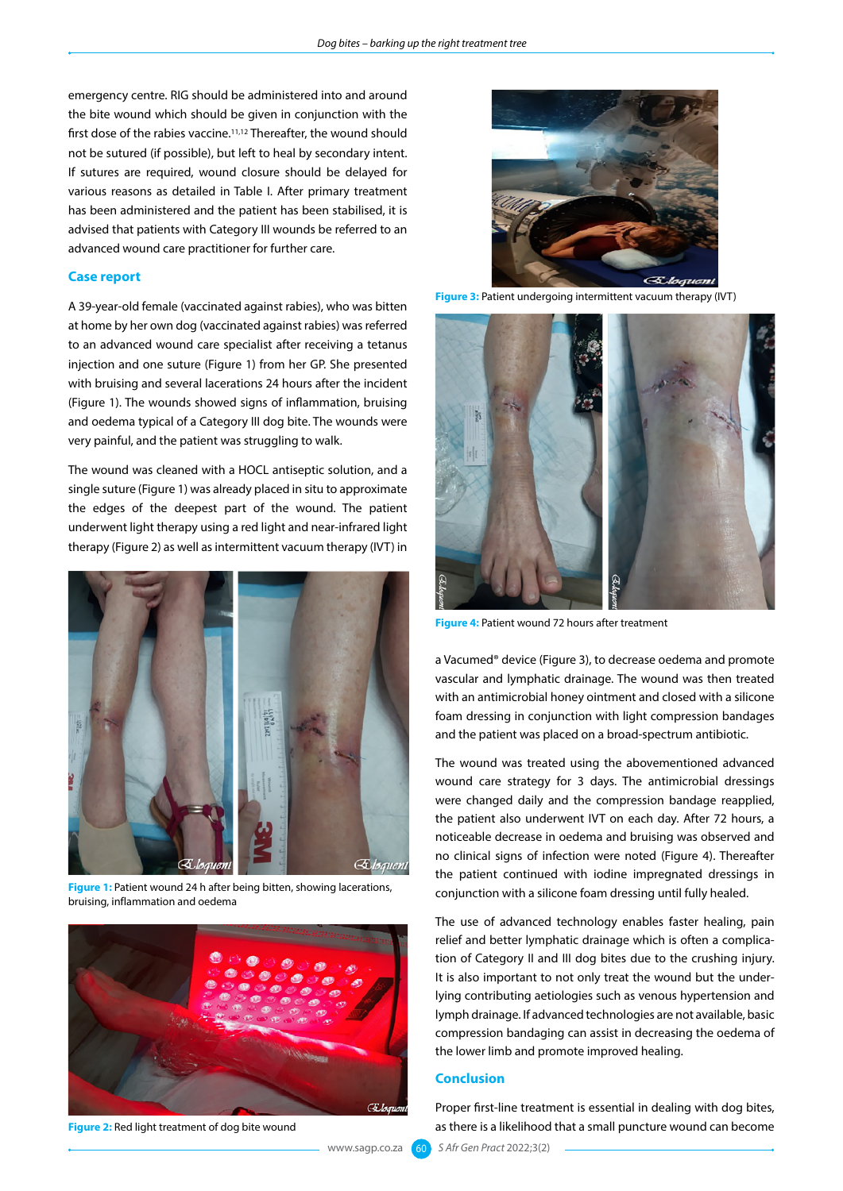emergency centre. RIG should be administered into and around the bite wound which should be given in conjunction with the first dose of the rabies vaccine.[11,12] Thereafter, the wound should not be sutured (if possible), but left to heal by secondary intent. If sutures are required, wound closure should be delayed for various reasons as detailed in Table I. After primary treatment has been administered and the patient has been stabilised, it is advised that patients with Category III wounds be referred to an advanced wound care practitioner for further care.

## Case report

A 39-year-old female (vaccinated against rabies), who was bitten at home by her own dog (vaccinated against rabies) was referred to an advanced wound care specialist after receiving a tetanus injection and one suture (Figure 1) from her GP. She presented with bruising and several lacerations 24 hours after the incident (Figure 1). The wounds showed signs of inflammation, bruising and oedema typical of a Category III dog bite. The wounds were very painful, and the patient was struggling to walk.

The wound was cleaned with a HOCL antiseptic solution, and a single suture (Figure 1) was already placed in situ to approximate the edges of the deepest part of the wound. The patient underwent light therapy using a red light and near-infrared light therapy (Figure 2) as well as intermittent vacuum therapy (IVT) in a Vacumed® device (Figure 3), to decrease oedema and promote vascular and lymphatic drainage. The wound was then treated with an antimicrobial honey ointment and closed with a silicone foam dressing in conjunction with light compression bandages and the patient was placed on a broad-spectrum antibiotic.

**Figure 1:** Patient wound 24 h after being bitten, showing lacerations, bruising, inflammation and oedema

**Figure 2:** Red light treatment of dog bite wound

**Figure 3:** Patient undergoing intermittent vacuum therapy (IVT)

**Figure 4:** Patient wound 72 hours after treatment

The wound was treated using the abovementioned advanced wound care strategy for 3 days. The antimicrobial dressings were changed daily and the compression bandage reapplied, the patient also underwent IVT on each day. After 72 hours, a noticeable decrease in oedema and bruising was observed and no clinical signs of infection were noted (Figure 4). Thereafter the patient continued with iodine impregnated dressings in conjunction with a silicone foam dressing until fully healed.

The use of advanced technology enables faster healing, pain relief and better lymphatic drainage which is often a complication of Category II and III dog bites due to the crushing injury. It is also important to not only treat the wound but the underlying contributing aetiologies such as venous hypertension and lymph drainage. If advanced technologies are not available, basic compression bandaging can assist in decreasing the oedema of the lower limb and promote improved healing.

## Conclusion

Proper first-line treatment is essential in dealing with dog bites, as there is a likelihood that a small puncture wound can become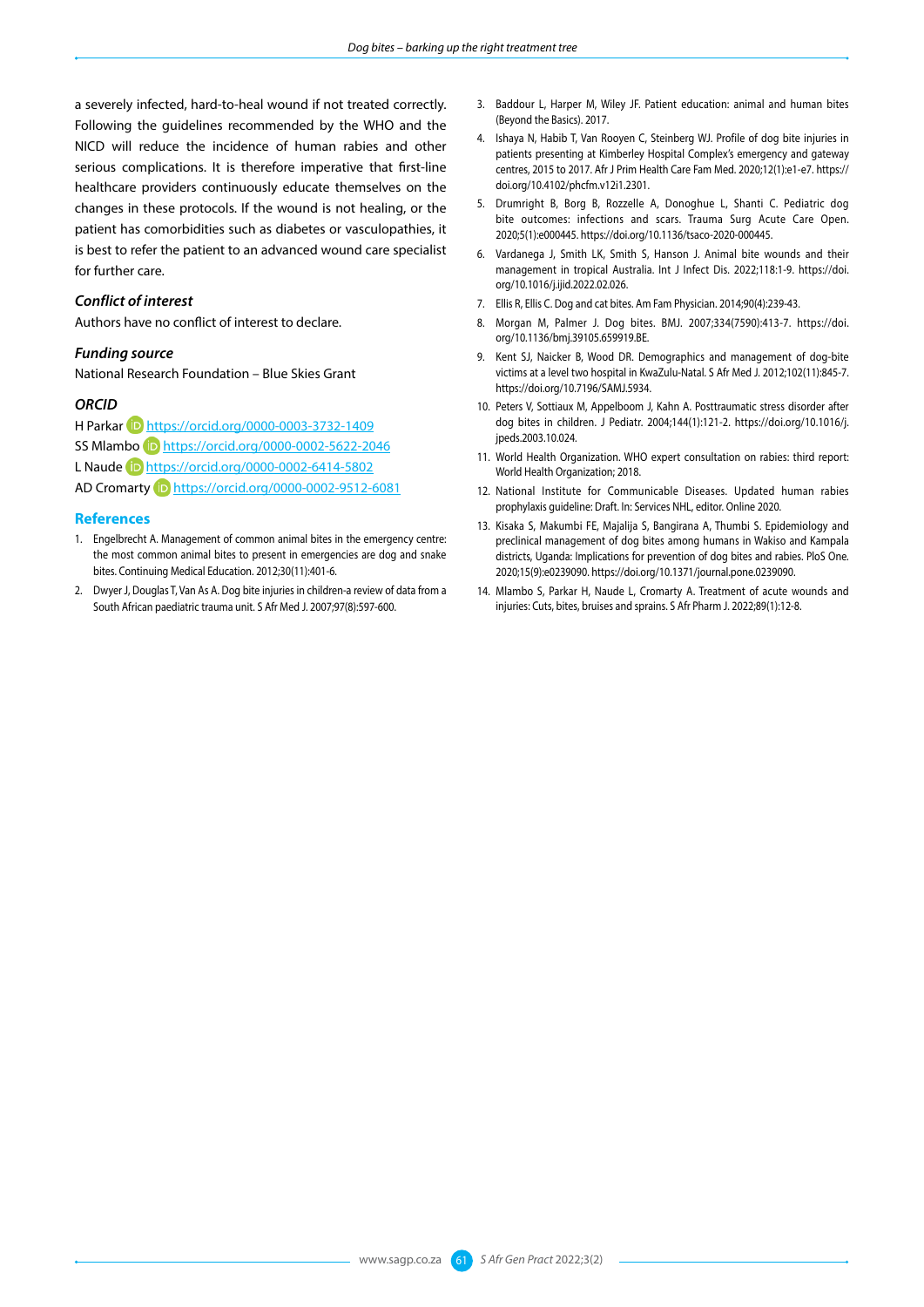a severely infected, hard-to-heal wound if not treated correctly. Following the guidelines recommended by the WHO and the NICD will reduce the incidence of human rabies and other serious complications. It is therefore imperative that first-line healthcare providers continuously educate themselves on the changes in these protocols. If the wound is not healing, or the patient has comorbidities such as diabetes or vasculopathies, it is best to refer the patient to an advanced wound care specialist for further care.

### *Conflict of interest*

Authors have no conflict of interest to declare.

### *Funding source*

National Research Foundation – Blue Skies Grant

### *ORCID*

H Parkar https://orcid.org/0000-0003-3732-1409

SS Mlambo https://orcid.org/0000-0002-5622-2046

L Naude https://orcid.org/0000-0002-6414-5802

AD Cromarty https://orcid.org/0000-0002-9512-6081

## References

1. Engelbrecht A. Management of common animal bites in the emergency centre: the most common animal bites to present in emergencies are dog and snake bites. Continuing Medical Education. 2012;30(11):401-6.
2. Dwyer J, Douglas T, Van As A. Dog bite injuries in children-a review of data from a South African paediatric trauma unit. S Afr Med J. 2007;97(8):597-600.
3. Baddour L, Harper M, Wiley JF. Patient education: animal and human bites (Beyond the Basics). 2017.
4. Ishaya N, Habib T, Van Rooyen C, Steinberg WJ. Profile of dog bite injuries in patients presenting at Kimberley Hospital Complex's emergency and gateway centres, 2015 to 2017. Afr J Prim Health Care Fam Med. 2020;12(1):e1-e7. https://doi.org/10.4102/phcfm.v12i1.2301.
5. Drumright B, Borg B, Rozzelle A, Donoghue L, Shanti C. Pediatric dog bite outcomes: infections and scars. Trauma Surg Acute Care Open. 2020;5(1):e000445. https://doi.org/10.1136/tsaco-2020-000445.
6. Vardanega J, Smith LK, Smith S, Hanson J. Animal bite wounds and their management in tropical Australia. Int J Infect Dis. 2022;118:1-9. https://doi.org/10.1016/j.ijid.2022.02.026.
7. Ellis R, Ellis C. Dog and cat bites. Am Fam Physician. 2014;90(4):239-43.
8. Morgan M, Palmer J. Dog bites. BMJ. 2007;334(7590):413-7. https://doi.org/10.1136/bmj.39105.659919.BE.
9. Kent SJ, Naicker B, Wood DR. Demographics and management of dog-bite victims at a level two hospital in KwaZulu-Natal. S Afr Med J. 2012;102(11):845-7. https://doi.org/10.7196/SAMJ.5934.
10. Peters V, Sottiaux M, Appelboom J, Kahn A. Posttraumatic stress disorder after dog bites in children. J Pediatr. 2004;144(1):121-2. https://doi.org/10.1016/j.jpeds.2003.10.024.
11. World Health Organization. WHO expert consultation on rabies: third report: World Health Organization; 2018.
12. National Institute for Communicable Diseases. Updated human rabies prophylaxis guideline: Draft. In: Services NHL, editor. Online 2020.
13. Kisaka S, Makumbi FE, Majalija S, Bangirana A, Thumbi S. Epidemiology and preclinical management of dog bites among humans in Wakiso and Kampala districts, Uganda: Implications for prevention of dog bites and rabies. PloS One. 2020;15(9):e0239090. https://doi.org/10.1371/journal.pone.0239090.
14. Mlambo S, Parkar H, Naude L, Cromarty A. Treatment of acute wounds and injuries: Cuts, bites, bruises and sprains. S Afr Pharm J. 2022;89(1):12-8.